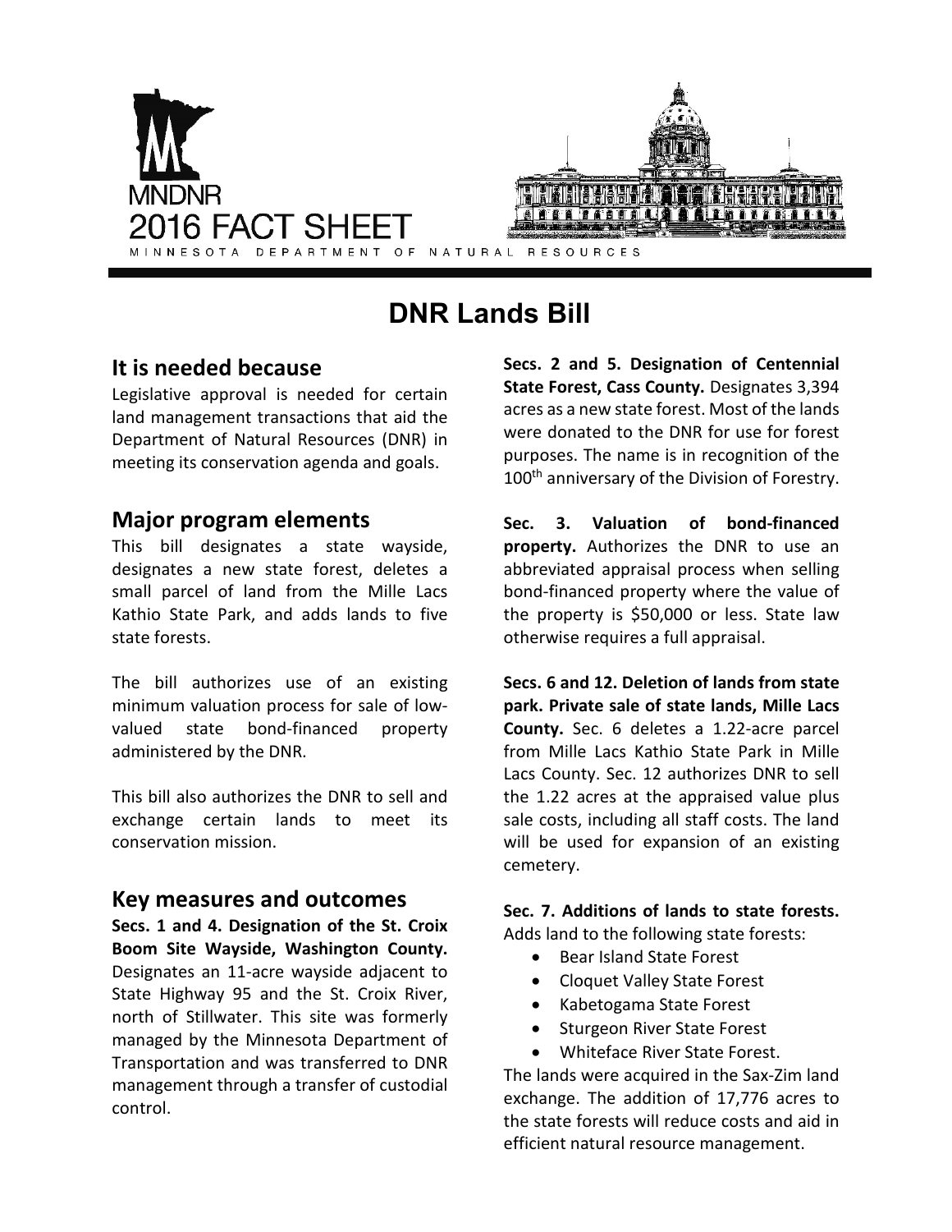MNDNR
2016 FACT SHEET
MINNESOTA DEPARTMENT OF NATURAL RESOURCES

# DNR Lands Bill

## It is needed because

Legislative approval is needed for certain land management transactions that aid the Department of Natural Resources (DNR) in meeting its conservation agenda and goals.

## Major program elements

This bill designates a state wayside, designates a new state forest, deletes a small parcel of land from the Mille Lacs Kathio State Park, and adds lands to five state forests.

The bill authorizes use of an existing minimum valuation process for sale of low-valued state bond-financed property administered by the DNR.

This bill also authorizes the DNR to sell and exchange certain lands to meet its conservation mission.

## Key measures and outcomes

**Secs. 1 and 4. Designation of the St. Croix Boom Site Wayside, Washington County.** Designates an 11-acre wayside adjacent to State Highway 95 and the St. Croix River, north of Stillwater. This site was formerly managed by the Minnesota Department of Transportation and was transferred to DNR management through a transfer of custodial control.

**Secs. 2 and 5. Designation of Centennial State Forest, Cass County.** Designates 3,394 acres as a new state forest. Most of the lands were donated to the DNR for use for forest purposes. The name is in recognition of the 100th anniversary of the Division of Forestry.

**Sec. 3. Valuation of bond-financed property.** Authorizes the DNR to use an abbreviated appraisal process when selling bond-financed property where the value of the property is $50,000 or less. State law otherwise requires a full appraisal.

**Secs. 6 and 12. Deletion of lands from state park. Private sale of state lands, Mille Lacs County.** Sec. 6 deletes a 1.22-acre parcel from Mille Lacs Kathio State Park in Mille Lacs County. Sec. 12 authorizes DNR to sell the 1.22 acres at the appraised value plus sale costs, including all staff costs. The land will be used for expansion of an existing cemetery.

**Sec. 7. Additions of lands to state forests.** Adds land to the following state forests:

- Bear Island State Forest
- Cloquet Valley State Forest
- Kabetogama State Forest
- Sturgeon River State Forest
- Whiteface River State Forest.

The lands were acquired in the Sax-Zim land exchange. The addition of 17,776 acres to the state forests will reduce costs and aid in efficient natural resource management.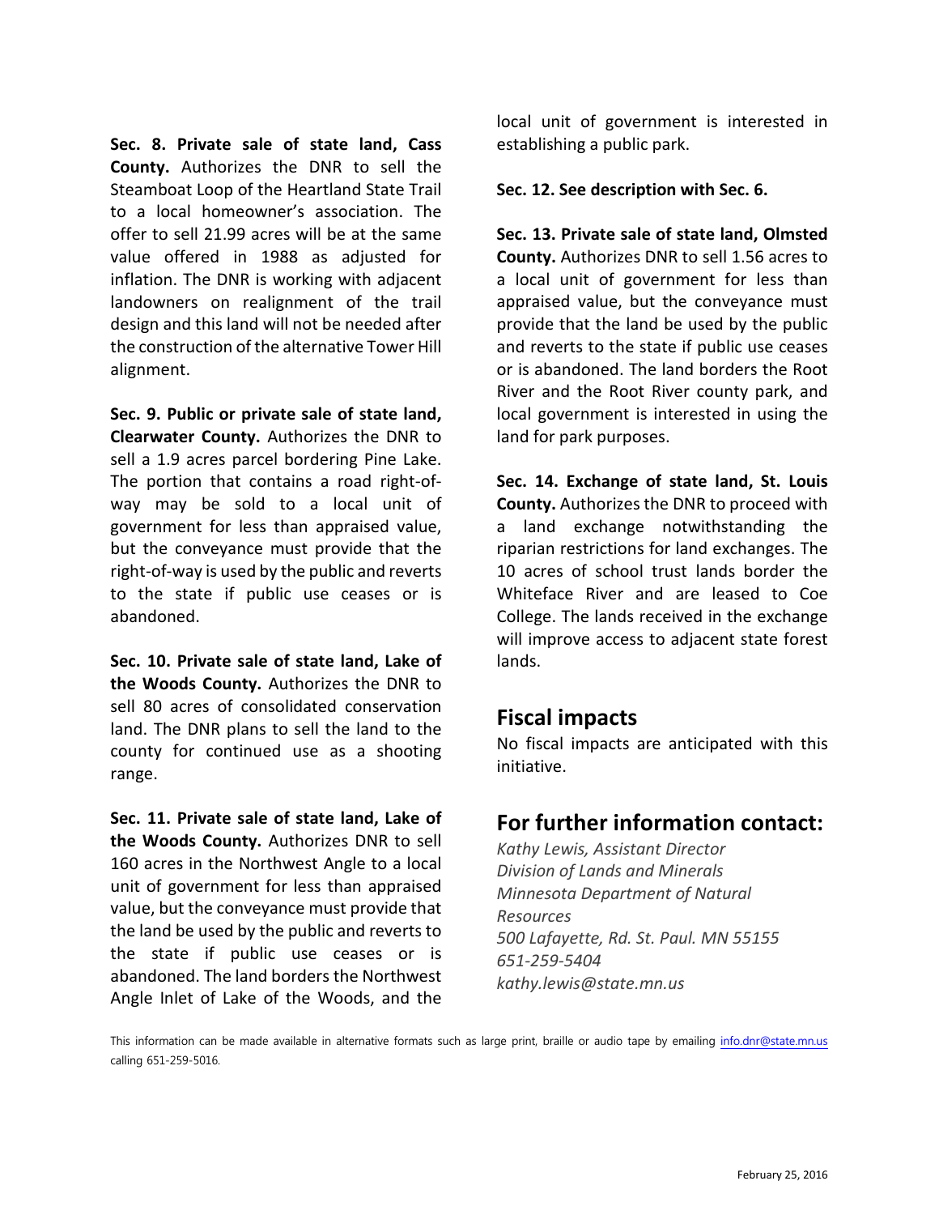**Sec. 8. Private sale of state land, Cass County.** Authorizes the DNR to sell the Steamboat Loop of the Heartland State Trail to a local homeowner's association. The offer to sell 21.99 acres will be at the same value offered in 1988 as adjusted for inflation. The DNR is working with adjacent landowners on realignment of the trail design and this land will not be needed after the construction of the alternative Tower Hill alignment.

**Sec. 9. Public or private sale of state land, Clearwater County.** Authorizes the DNR to sell a 1.9 acres parcel bordering Pine Lake. The portion that contains a road right-of-way may be sold to a local unit of government for less than appraised value, but the conveyance must provide that the right-of-way is used by the public and reverts to the state if public use ceases or is abandoned.

**Sec. 10. Private sale of state land, Lake of the Woods County.** Authorizes the DNR to sell 80 acres of consolidated conservation land. The DNR plans to sell the land to the county for continued use as a shooting range.

**Sec. 11. Private sale of state land, Lake of the Woods County.** Authorizes DNR to sell 160 acres in the Northwest Angle to a local unit of government for less than appraised value, but the conveyance must provide that the land be used by the public and reverts to the state if public use ceases or is abandoned. The land borders the Northwest Angle Inlet of Lake of the Woods, and the local unit of government is interested in establishing a public park.

**Sec. 12. See description with Sec. 6.**

**Sec. 13. Private sale of state land, Olmsted County.** Authorizes DNR to sell 1.56 acres to a local unit of government for less than appraised value, but the conveyance must provide that the land be used by the public and reverts to the state if public use ceases or is abandoned. The land borders the Root River and the Root River county park, and local government is interested in using the land for park purposes.

**Sec. 14. Exchange of state land, St. Louis County.** Authorizes the DNR to proceed with a land exchange notwithstanding the riparian restrictions for land exchanges. The 10 acres of school trust lands border the Whiteface River and are leased to Coe College. The lands received in the exchange will improve access to adjacent state forest lands.

## Fiscal impacts

No fiscal impacts are anticipated with this initiative.

## For further information contact:

*Kathy Lewis, Assistant Director*
*Division of Lands and Minerals*
*Minnesota Department of Natural Resources*
*500 Lafayette, Rd. St. Paul. MN 55155*
*651-259-5404*
*kathy.lewis@state.mn.us*

This information can be made available in alternative formats such as large print, braille or audio tape by emailing info.dnr@state.mn.us calling 651-259-5016.

February 25, 2016